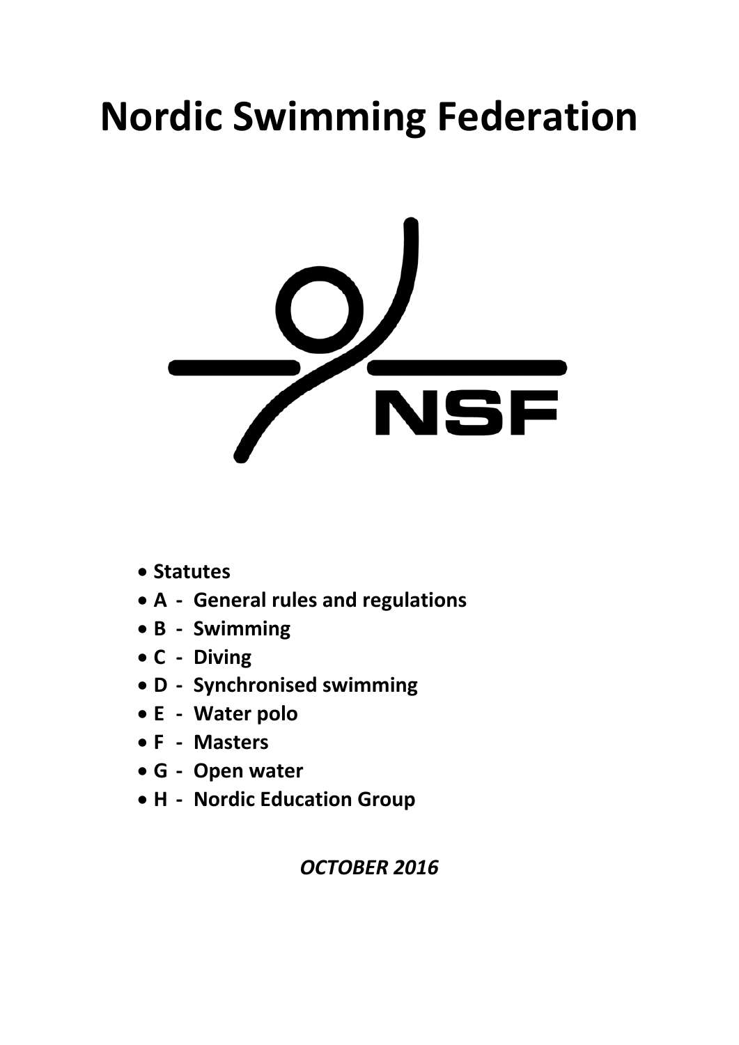# Nordic Swimming Federation

NSF

- **Statutes**
- **A - General rules and regulations**
- **B - Swimming**
- **C - Diving**
- **D - Synchronised swimming**
- **E - Water polo**
- **F - Masters**
- **G - Open water**
- **H - Nordic Education Group**

***OCTOBER 2016***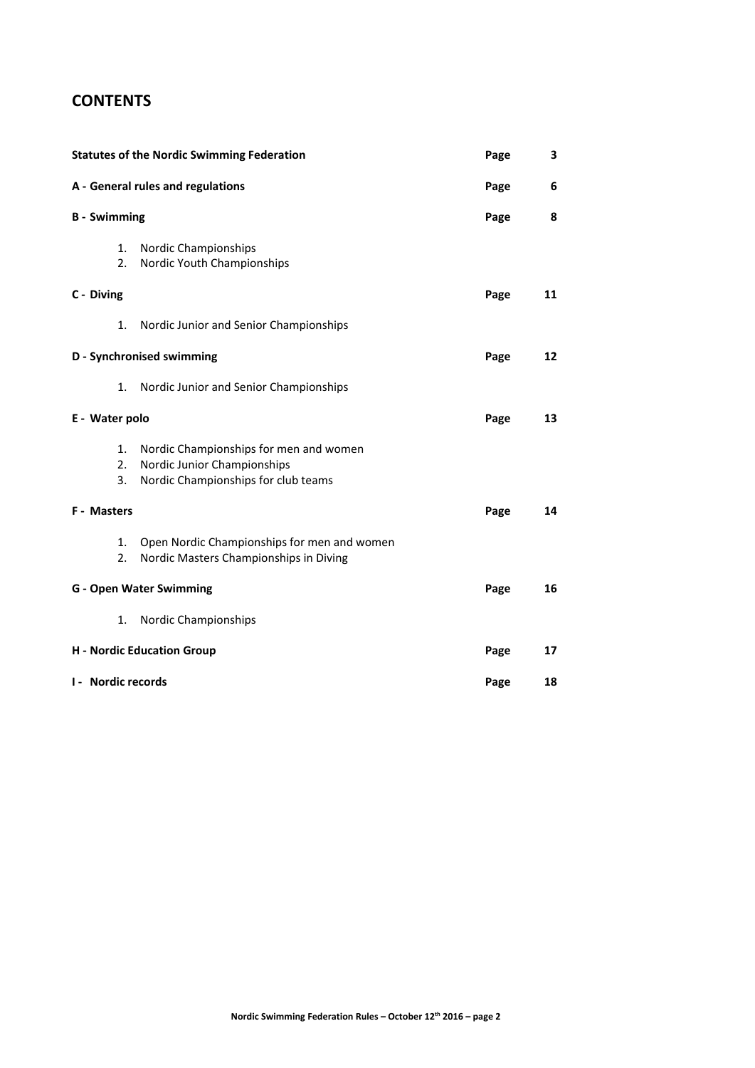# CONTENTS

| | | |
|---|---|---|
| **Statutes of the Nordic Swimming Federation** | **Page** | **3** |
| **A - General rules and regulations** | **Page** | **6** |
| **B - Swimming** | **Page** | **8** |
| 1. Nordic Championships | | |
| 2. Nordic Youth Championships | | |
| **C - Diving** | **Page** | **11** |
| 1. Nordic Junior and Senior Championships | | |
| **D - Synchronised swimming** | **Page** | **12** |
| 1. Nordic Junior and Senior Championships | | |
| **E - Water polo** | **Page** | **13** |
| 1. Nordic Championships for men and women | | |
| 2. Nordic Junior Championships | | |
| 3. Nordic Championships for club teams | | |
| **F - Masters** | **Page** | **14** |
| 1. Open Nordic Championships for men and women | | |
| 2. Nordic Masters Championships in Diving | | |
| **G - Open Water Swimming** | **Page** | **16** |
| 1. Nordic Championships | | |
| **H - Nordic Education Group** | **Page** | **17** |
| **I - Nordic records** | **Page** | **18** |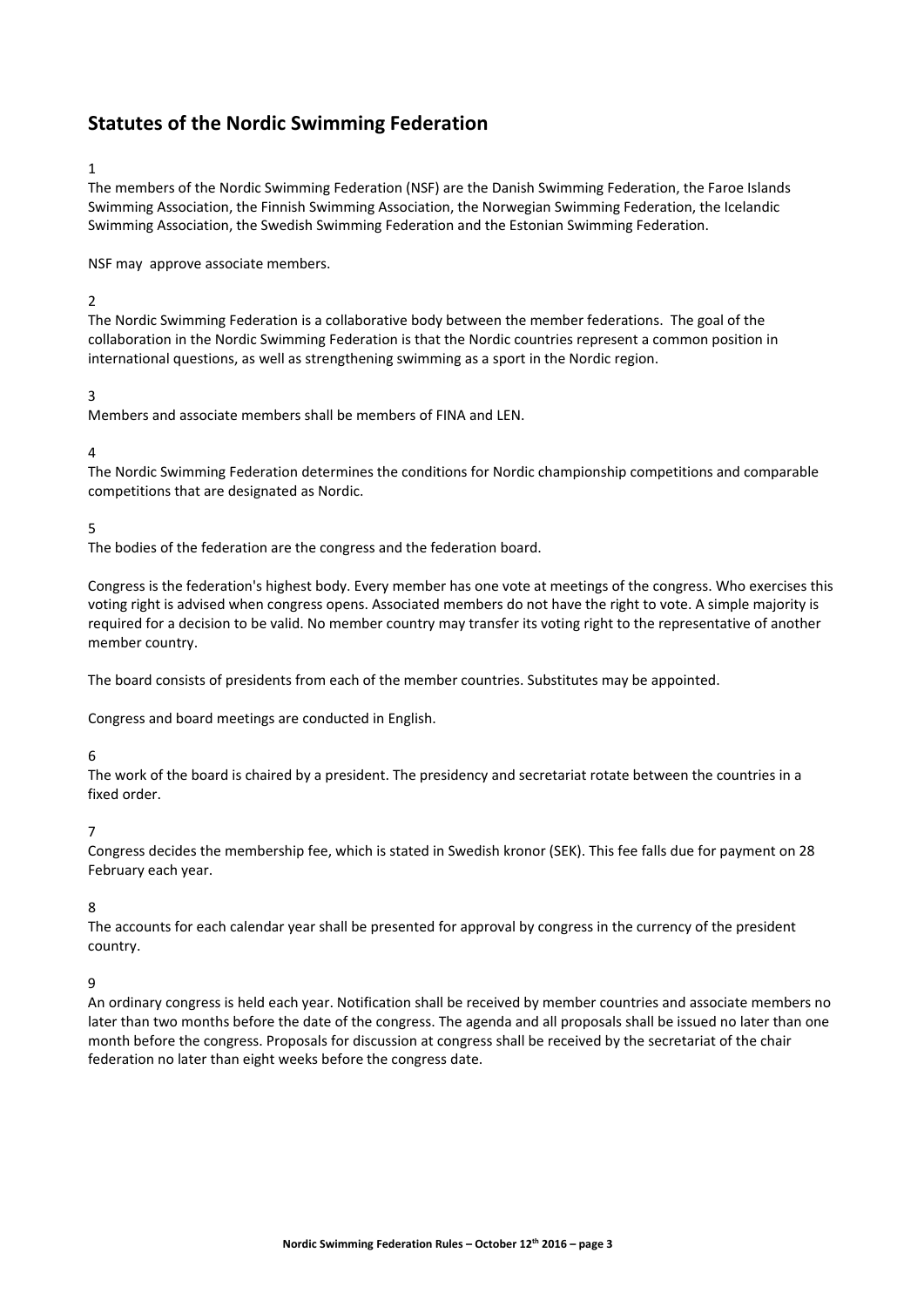## Statutes of the Nordic Swimming Federation

1

The members of the Nordic Swimming Federation (NSF) are the Danish Swimming Federation, the Faroe Islands Swimming Association, the Finnish Swimming Association, the Norwegian Swimming Federation, the Icelandic Swimming Association, the Swedish Swimming Federation and the Estonian Swimming Federation.

NSF may approve associate members.

2

The Nordic Swimming Federation is a collaborative body between the member federations. The goal of the collaboration in the Nordic Swimming Federation is that the Nordic countries represent a common position in international questions, as well as strengthening swimming as a sport in the Nordic region.

3

Members and associate members shall be members of FINA and LEN.

4

The Nordic Swimming Federation determines the conditions for Nordic championship competitions and comparable competitions that are designated as Nordic.

5

The bodies of the federation are the congress and the federation board.

Congress is the federation's highest body. Every member has one vote at meetings of the congress. Who exercises this voting right is advised when congress opens. Associated members do not have the right to vote. A simple majority is required for a decision to be valid. No member country may transfer its voting right to the representative of another member country.

The board consists of presidents from each of the member countries. Substitutes may be appointed.

Congress and board meetings are conducted in English.

6

The work of the board is chaired by a president. The presidency and secretariat rotate between the countries in a fixed order.

7

Congress decides the membership fee, which is stated in Swedish kronor (SEK). This fee falls due for payment on 28 February each year.

8

The accounts for each calendar year shall be presented for approval by congress in the currency of the president country.

9

An ordinary congress is held each year. Notification shall be received by member countries and associate members no later than two months before the date of the congress. The agenda and all proposals shall be issued no later than one month before the congress. Proposals for discussion at congress shall be received by the secretariat of the chair federation no later than eight weeks before the congress date.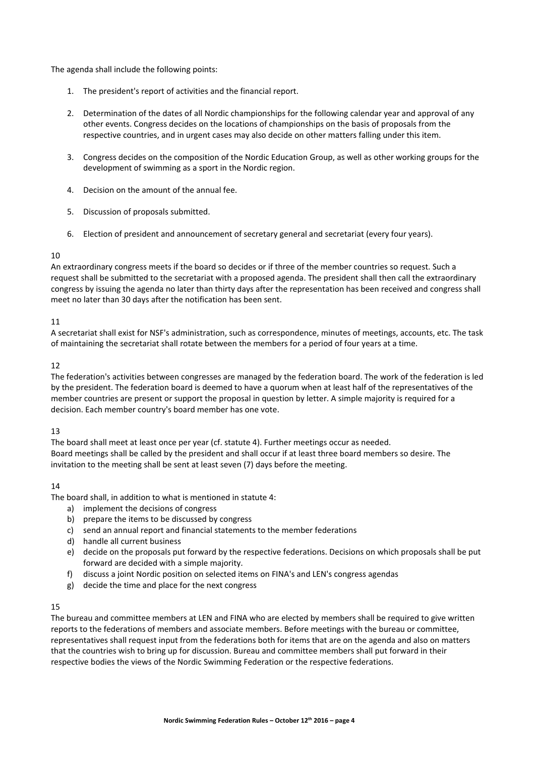The agenda shall include the following points:

1. The president's report of activities and the financial report.

2. Determination of the dates of all Nordic championships for the following calendar year and approval of any other events. Congress decides on the locations of championships on the basis of proposals from the respective countries, and in urgent cases may also decide on other matters falling under this item.

3. Congress decides on the composition of the Nordic Education Group, as well as other working groups for the development of swimming as a sport in the Nordic region.

4. Decision on the amount of the annual fee.

5. Discussion of proposals submitted.

6. Election of president and announcement of secretary general and secretariat (every four years).

10

An extraordinary congress meets if the board so decides or if three of the member countries so request. Such a request shall be submitted to the secretariat with a proposed agenda. The president shall then call the extraordinary congress by issuing the agenda no later than thirty days after the representation has been received and congress shall meet no later than 30 days after the notification has been sent.

11

A secretariat shall exist for NSF's administration, such as correspondence, minutes of meetings, accounts, etc. The task of maintaining the secretariat shall rotate between the members for a period of four years at a time.

12

The federation's activities between congresses are managed by the federation board. The work of the federation is led by the president. The federation board is deemed to have a quorum when at least half of the representatives of the member countries are present or support the proposal in question by letter. A simple majority is required for a decision. Each member country's board member has one vote.

13

The board shall meet at least once per year (cf. statute 4). Further meetings occur as needed.
Board meetings shall be called by the president and shall occur if at least three board members so desire. The invitation to the meeting shall be sent at least seven (7) days before the meeting.

14

The board shall, in addition to what is mentioned in statute 4:

a) implement the decisions of congress
b) prepare the items to be discussed by congress
c) send an annual report and financial statements to the member federations
d) handle all current business
e) decide on the proposals put forward by the respective federations. Decisions on which proposals shall be put forward are decided with a simple majority.
f) discuss a joint Nordic position on selected items on FINA's and LEN's congress agendas
g) decide the time and place for the next congress

15

The bureau and committee members at LEN and FINA who are elected by members shall be required to give written reports to the federations of members and associate members. Before meetings with the bureau or committee, representatives shall request input from the federations both for items that are on the agenda and also on matters that the countries wish to bring up for discussion. Bureau and committee members shall put forward in their respective bodies the views of the Nordic Swimming Federation or the respective federations.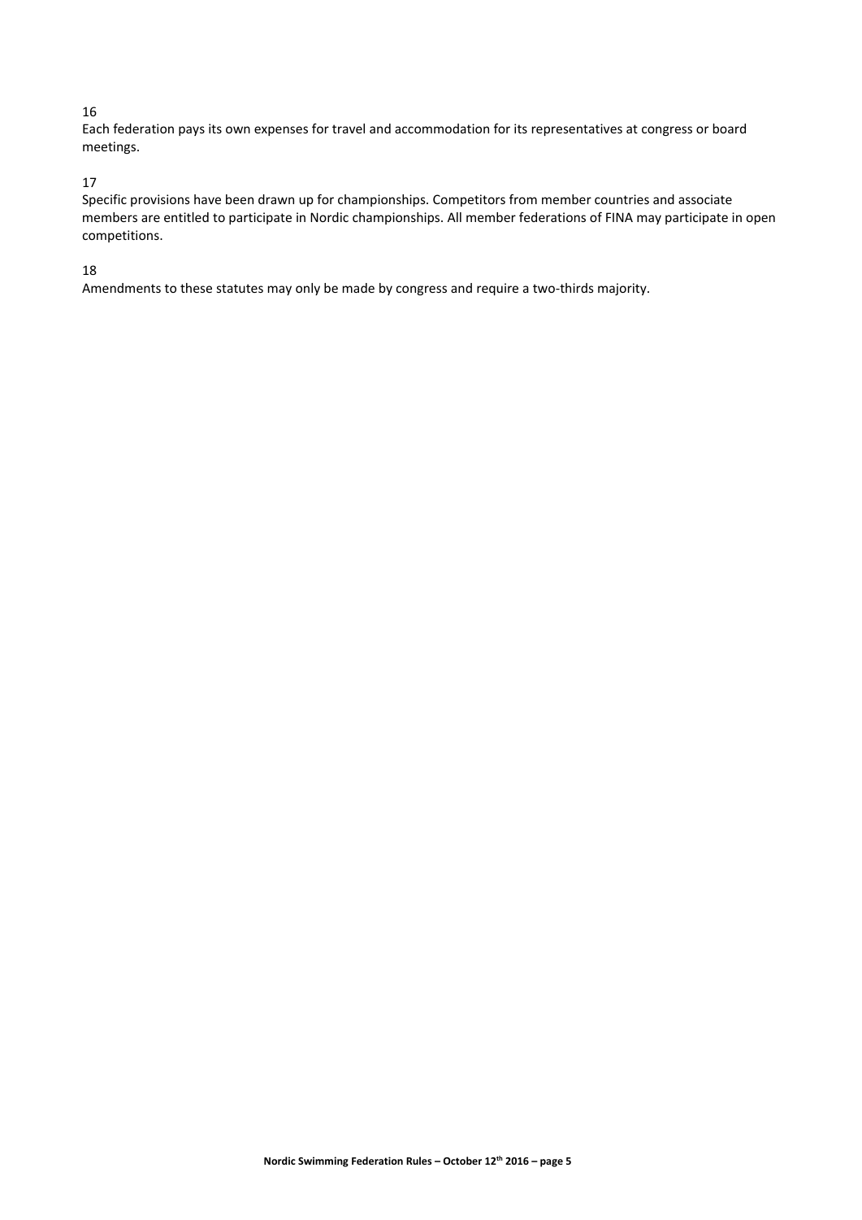16

Each federation pays its own expenses for travel and accommodation for its representatives at congress or board meetings.

17

Specific provisions have been drawn up for championships. Competitors from member countries and associate members are entitled to participate in Nordic championships. All member federations of FINA may participate in open competitions.

18

Amendments to these statutes may only be made by congress and require a two-thirds majority.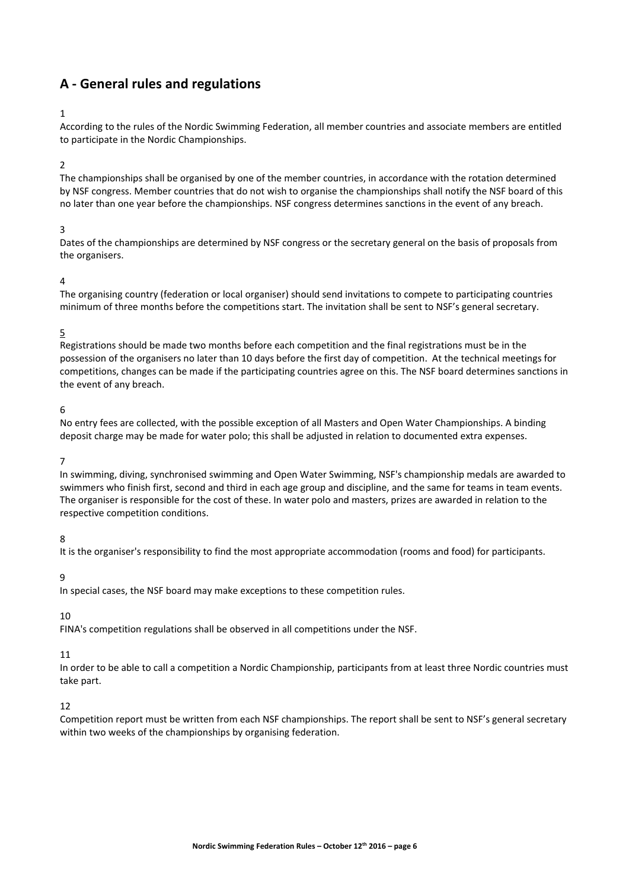## A - General rules and regulations

1

According to the rules of the Nordic Swimming Federation, all member countries and associate members are entitled to participate in the Nordic Championships.

2

The championships shall be organised by one of the member countries, in accordance with the rotation determined by NSF congress. Member countries that do not wish to organise the championships shall notify the NSF board of this no later than one year before the championships. NSF congress determines sanctions in the event of any breach.

3

Dates of the championships are determined by NSF congress or the secretary general on the basis of proposals from the organisers.

4

The organising country (federation or local organiser) should send invitations to compete to participating countries minimum of three months before the competitions start. The invitation shall be sent to NSF's general secretary.

5

Registrations should be made two months before each competition and the final registrations must be in the possession of the organisers no later than 10 days before the first day of competition. At the technical meetings for competitions, changes can be made if the participating countries agree on this. The NSF board determines sanctions in the event of any breach.

6

No entry fees are collected, with the possible exception of all Masters and Open Water Championships. A binding deposit charge may be made for water polo; this shall be adjusted in relation to documented extra expenses.

7

In swimming, diving, synchronised swimming and Open Water Swimming, NSF's championship medals are awarded to swimmers who finish first, second and third in each age group and discipline, and the same for teams in team events. The organiser is responsible for the cost of these. In water polo and masters, prizes are awarded in relation to the respective competition conditions.

8

It is the organiser's responsibility to find the most appropriate accommodation (rooms and food) for participants.

9

In special cases, the NSF board may make exceptions to these competition rules.

10

FINA's competition regulations shall be observed in all competitions under the NSF.

11

In order to be able to call a competition a Nordic Championship, participants from at least three Nordic countries must take part.

12

Competition report must be written from each NSF championships. The report shall be sent to NSF's general secretary within two weeks of the championships by organising federation.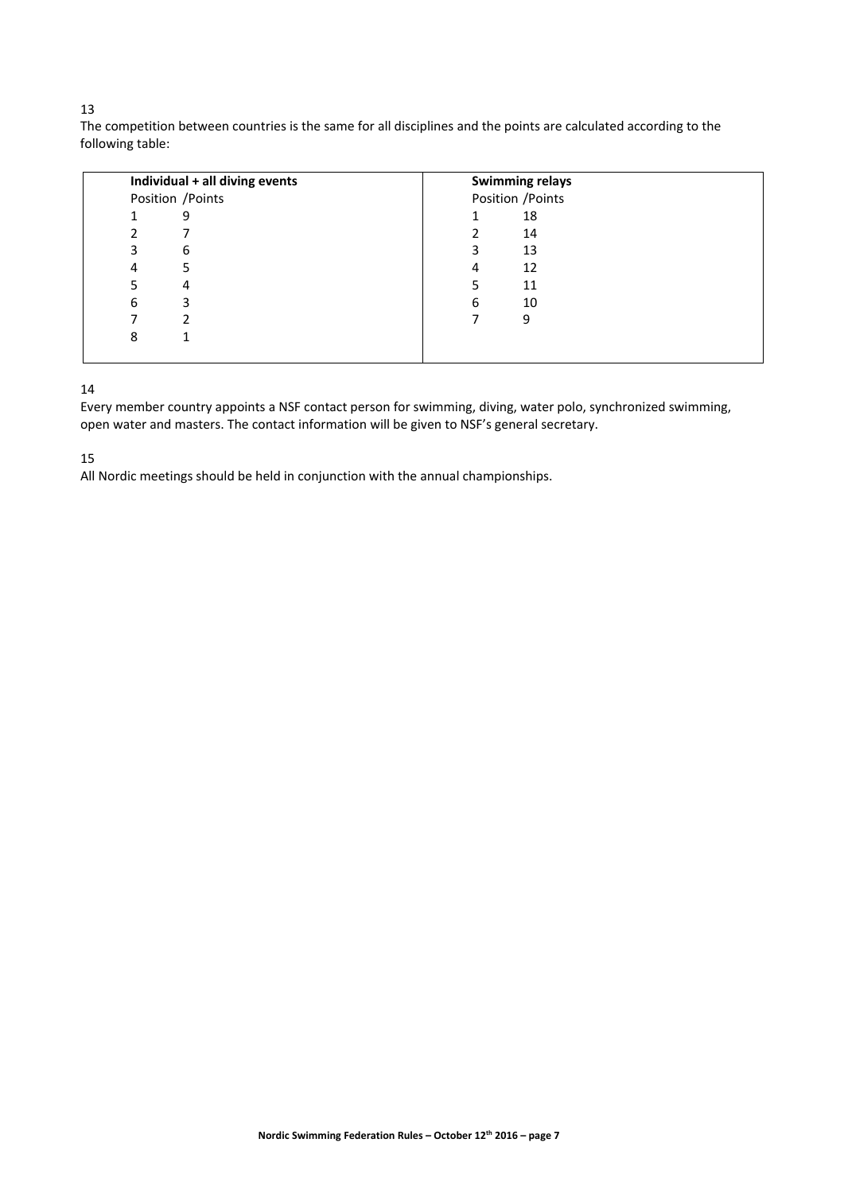13

The competition between countries is the same for all disciplines and the points are calculated according to the following table:

| **Individual + all diving events** | | **Swimming relays** | |
|---|---|---|---|
| Position | Points | Position | Points |
| 1 | 9 | 1 | 18 |
| 2 | 7 | 2 | 14 |
| 3 | 6 | 3 | 13 |
| 4 | 5 | 4 | 12 |
| 5 | 4 | 5 | 11 |
| 6 | 3 | 6 | 10 |
| 7 | 2 | 7 | 9 |
| 8 | 1 | | |

14

Every member country appoints a NSF contact person for swimming, diving, water polo, synchronized swimming, open water and masters. The contact information will be given to NSF's general secretary.

15

All Nordic meetings should be held in conjunction with the annual championships.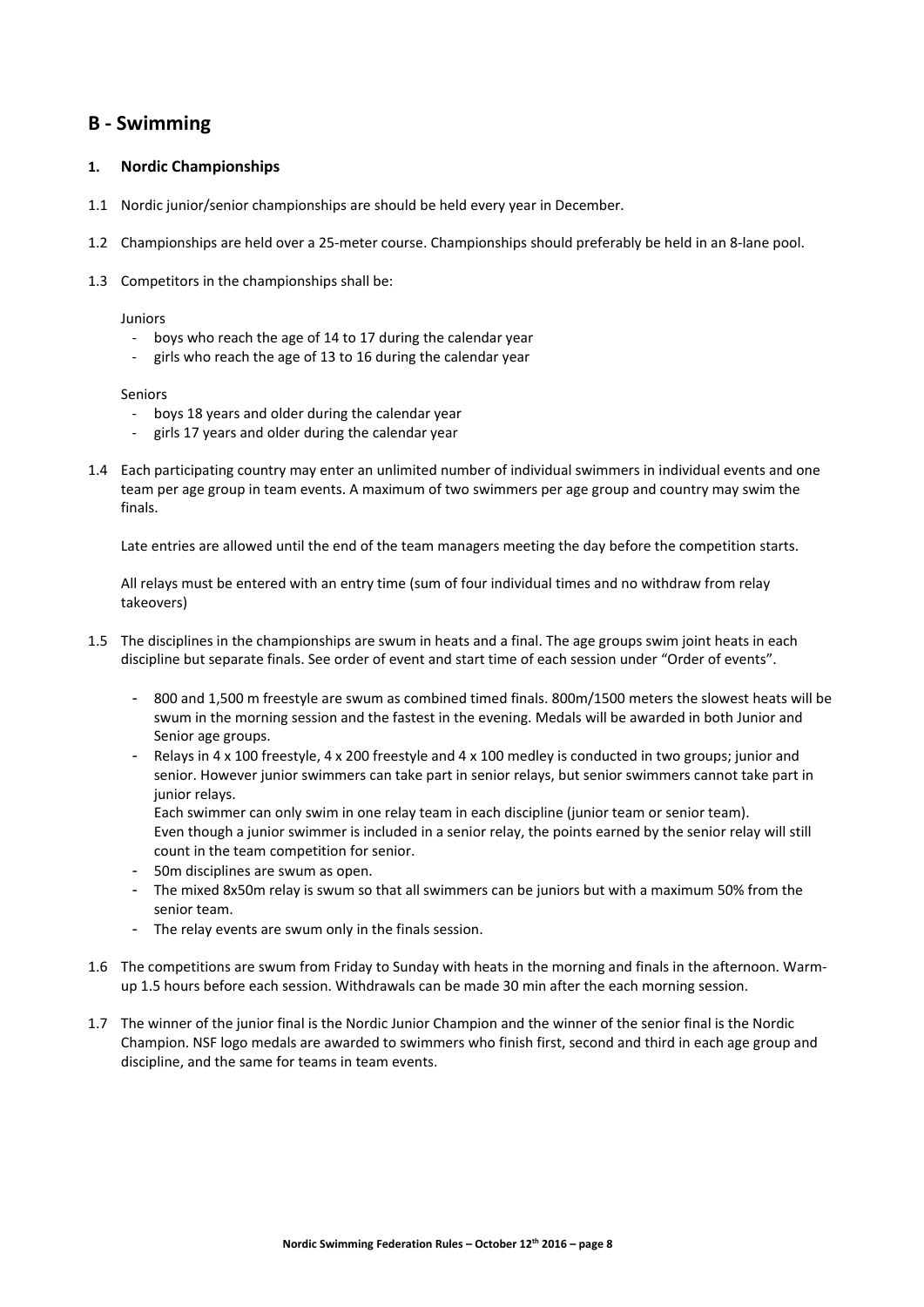## B - Swimming

### 1. Nordic Championships

1.1 Nordic junior/senior championships are should be held every year in December.

1.2 Championships are held over a 25-meter course. Championships should preferably be held in an 8-lane pool.

1.3 Competitors in the championships shall be:

Juniors

- boys who reach the age of 14 to 17 during the calendar year
- girls who reach the age of 13 to 16 during the calendar year

Seniors

- boys 18 years and older during the calendar year
- girls 17 years and older during the calendar year

1.4 Each participating country may enter an unlimited number of individual swimmers in individual events and one team per age group in team events. A maximum of two swimmers per age group and country may swim the finals.

Late entries are allowed until the end of the team managers meeting the day before the competition starts.

All relays must be entered with an entry time (sum of four individual times and no withdraw from relay takeovers)

1.5 The disciplines in the championships are swum in heats and a final. The age groups swim joint heats in each discipline but separate finals. See order of event and start time of each session under "Order of events".

- 800 and 1,500 m freestyle are swum as combined timed finals. 800m/1500 meters the slowest heats will be swum in the morning session and the fastest in the evening. Medals will be awarded in both Junior and Senior age groups.
- Relays in 4 x 100 freestyle, 4 x 200 freestyle and 4 x 100 medley is conducted in two groups; junior and senior. However junior swimmers can take part in senior relays, but senior swimmers cannot take part in junior relays.
  Each swimmer can only swim in one relay team in each discipline (junior team or senior team).
  Even though a junior swimmer is included in a senior relay, the points earned by the senior relay will still count in the team competition for senior.
- 50m disciplines are swum as open.
- The mixed 8x50m relay is swum so that all swimmers can be juniors but with a maximum 50% from the senior team.
- The relay events are swum only in the finals session.

1.6 The competitions are swum from Friday to Sunday with heats in the morning and finals in the afternoon. Warm-up 1.5 hours before each session. Withdrawals can be made 30 min after the each morning session.

1.7 The winner of the junior final is the Nordic Junior Champion and the winner of the senior final is the Nordic Champion. NSF logo medals are awarded to swimmers who finish first, second and third in each age group and discipline, and the same for teams in team events.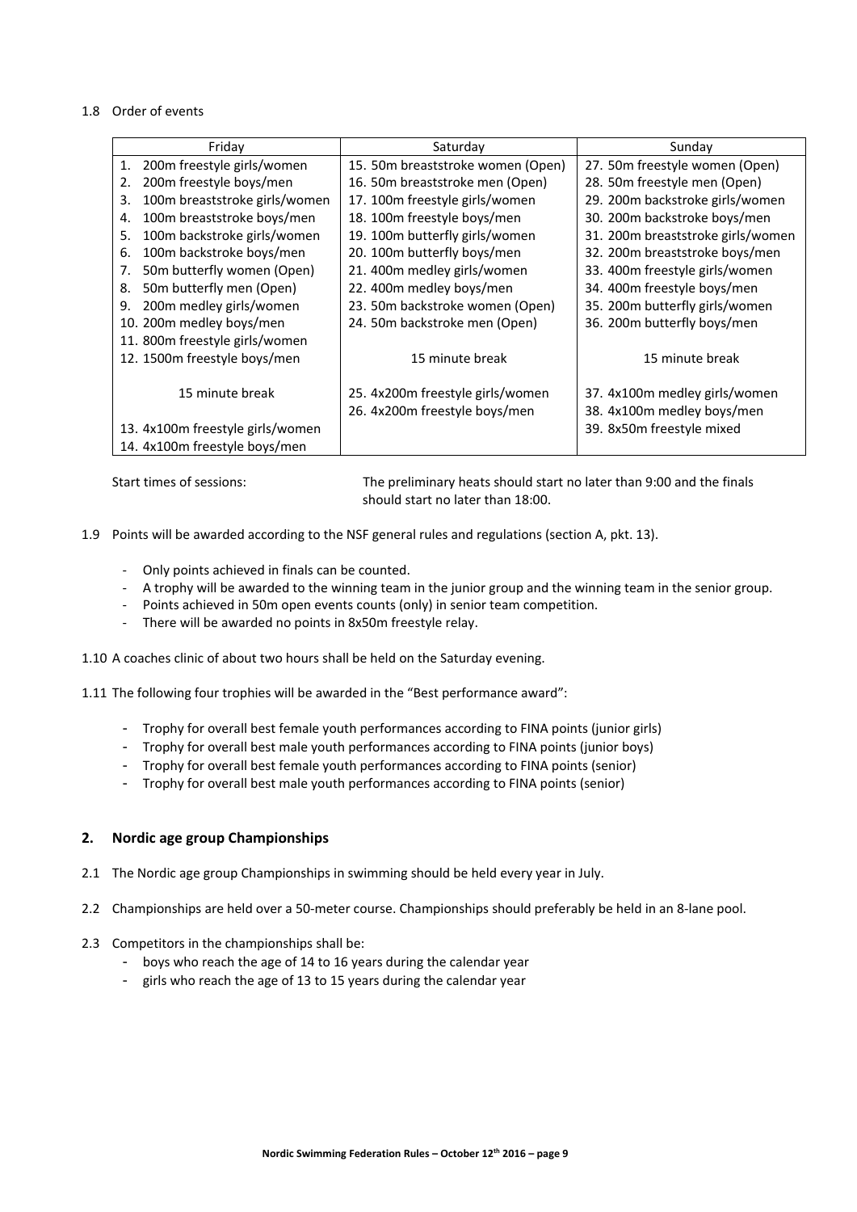1.8 Order of events

| Friday | Saturday | Sunday |
|---|---|---|
| 1. 200m freestyle girls/women | 15. 50m breaststroke women (Open) | 27. 50m freestyle women (Open) |
| 2. 200m freestyle boys/men | 16. 50m breaststroke men (Open) | 28. 50m freestyle men (Open) |
| 3. 100m breaststroke girls/women | 17. 100m freestyle girls/women | 29. 200m backstroke girls/women |
| 4. 100m breaststroke boys/men | 18. 100m freestyle boys/men | 30. 200m backstroke boys/men |
| 5. 100m backstroke girls/women | 19. 100m butterfly girls/women | 31. 200m breaststroke girls/women |
| 6. 100m backstroke boys/men | 20. 100m butterfly boys/men | 32. 200m breaststroke boys/men |
| 7. 50m butterfly women (Open) | 21. 400m medley girls/women | 33. 400m freestyle girls/women |
| 8. 50m butterfly men (Open) | 22. 400m medley boys/men | 34. 400m freestyle boys/men |
| 9. 200m medley girls/women | 23. 50m backstroke women (Open) | 35. 200m butterfly girls/women |
| 10. 200m medley boys/men | 24. 50m backstroke men (Open) | 36. 200m butterfly boys/men |
| 11. 800m freestyle girls/women | | |
| 12. 1500m freestyle boys/men | 15 minute break | 15 minute break |
| 15 minute break | 25. 4x200m freestyle girls/women | 37. 4x100m medley girls/women |
| | 26. 4x200m freestyle boys/men | 38. 4x100m medley boys/men |
| 13. 4x100m freestyle girls/women | | 39. 8x50m freestyle mixed |
| 14. 4x100m freestyle boys/men | | |

Start times of sessions: The preliminary heats should start no later than 9:00 and the finals should start no later than 18:00.

1.9 Points will be awarded according to the NSF general rules and regulations (section A, pkt. 13).

- Only points achieved in finals can be counted.
- A trophy will be awarded to the winning team in the junior group and the winning team in the senior group.
- Points achieved in 50m open events counts (only) in senior team competition.
- There will be awarded no points in 8x50m freestyle relay.

1.10 A coaches clinic of about two hours shall be held on the Saturday evening.

1.11 The following four trophies will be awarded in the "Best performance award":

- Trophy for overall best female youth performances according to FINA points (junior girls)
- Trophy for overall best male youth performances according to FINA points (junior boys)
- Trophy for overall best female youth performances according to FINA points (senior)
- Trophy for overall best male youth performances according to FINA points (senior)

## 2. Nordic age group Championships

2.1 The Nordic age group Championships in swimming should be held every year in July.

2.2 Championships are held over a 50-meter course. Championships should preferably be held in an 8-lane pool.

2.3 Competitors in the championships shall be:

- boys who reach the age of 14 to 16 years during the calendar year
- girls who reach the age of 13 to 15 years during the calendar year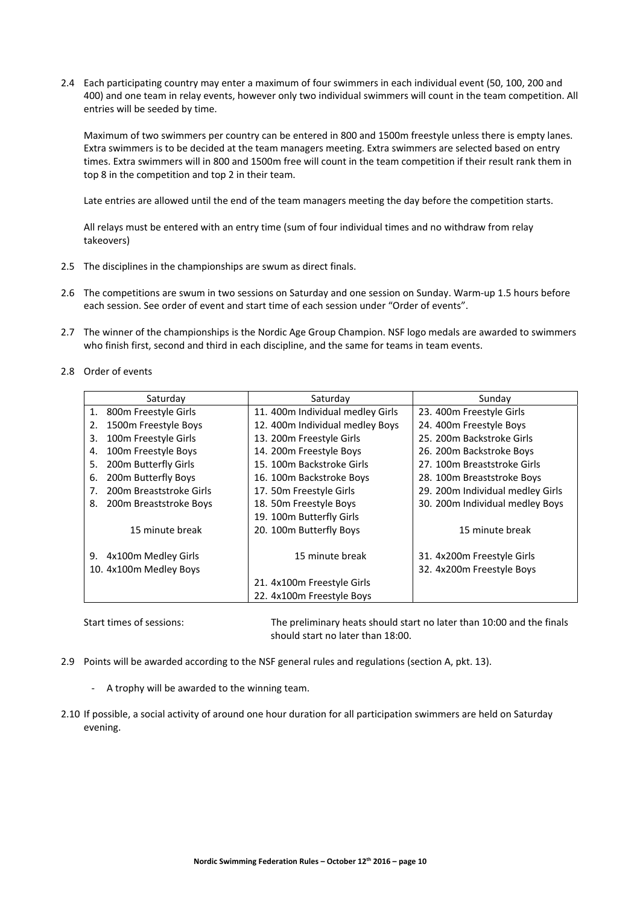2.4 Each participating country may enter a maximum of four swimmers in each individual event (50, 100, 200 and 400) and one team in relay events, however only two individual swimmers will count in the team competition. All entries will be seeded by time.

Maximum of two swimmers per country can be entered in 800 and 1500m freestyle unless there is empty lanes. Extra swimmers is to be decided at the team managers meeting. Extra swimmers are selected based on entry times. Extra swimmers will in 800 and 1500m free will count in the team competition if their result rank them in top 8 in the competition and top 2 in their team.

Late entries are allowed until the end of the team managers meeting the day before the competition starts.

All relays must be entered with an entry time (sum of four individual times and no withdraw from relay takeovers)

2.5 The disciplines in the championships are swum as direct finals.

2.6 The competitions are swum in two sessions on Saturday and one session on Sunday. Warm-up 1.5 hours before each session. See order of event and start time of each session under "Order of events".

2.7 The winner of the championships is the Nordic Age Group Champion. NSF logo medals are awarded to swimmers who finish first, second and third in each discipline, and the same for teams in team events.

2.8 Order of events

| Saturday | Saturday | Sunday |
|---|---|---|
| 1. 800m Freestyle Girls | 11. 400m Individual medley Girls | 23. 400m Freestyle Girls |
| 2. 1500m Freestyle Boys | 12. 400m Individual medley Boys | 24. 400m Freestyle Boys |
| 3. 100m Freestyle Girls | 13. 200m Freestyle Girls | 25. 200m Backstroke Girls |
| 4. 100m Freestyle Boys | 14. 200m Freestyle Boys | 26. 200m Backstroke Boys |
| 5. 200m Butterfly Girls | 15. 100m Backstroke Girls | 27. 100m Breaststroke Girls |
| 6. 200m Butterfly Boys | 16. 100m Backstroke Boys | 28. 100m Breaststroke Boys |
| 7. 200m Breaststroke Girls | 17. 50m Freestyle Girls | 29. 200m Individual medley Girls |
| 8. 200m Breaststroke Boys | 18. 50m Freestyle Boys | 30. 200m Individual medley Boys |
| | 19. 100m Butterfly Girls | |
| 15 minute break | 20. 100m Butterfly Boys | 15 minute break |
| 9. 4x100m Medley Girls | 15 minute break | 31. 4x200m Freestyle Girls |
| 10. 4x100m Medley Boys | | 32. 4x200m Freestyle Boys |
| | 21. 4x100m Freestyle Girls | |
| | 22. 4x100m Freestyle Boys | |

Start times of sessions: The preliminary heats should start no later than 10:00 and the finals should start no later than 18:00.

2.9 Points will be awarded according to the NSF general rules and regulations (section A, pkt. 13).

- A trophy will be awarded to the winning team.

2.10 If possible, a social activity of around one hour duration for all participation swimmers are held on Saturday evening.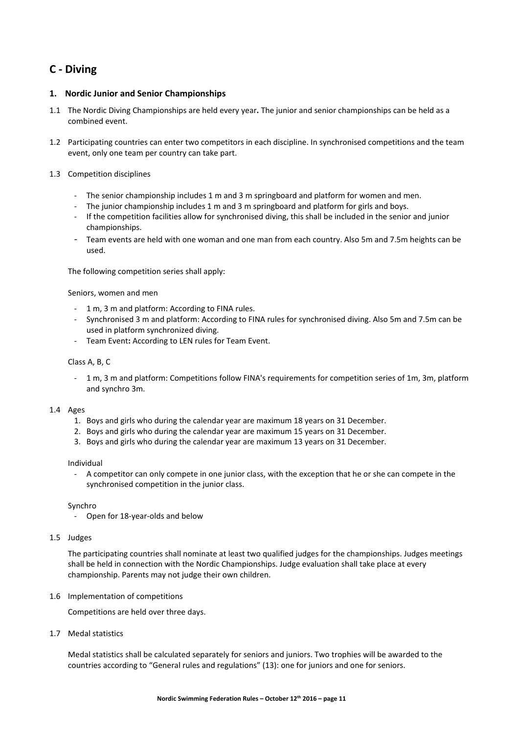## C - Diving

### 1. Nordic Junior and Senior Championships

1.1 The Nordic Diving Championships are held every year**.** The junior and senior championships can be held as a combined event.

1.2 Participating countries can enter two competitors in each discipline. In synchronised competitions and the team event, only one team per country can take part.

1.3 Competition disciplines

- The senior championship includes 1 m and 3 m springboard and platform for women and men.
- The junior championship includes 1 m and 3 m springboard and platform for girls and boys.
- If the competition facilities allow for synchronised diving, this shall be included in the senior and junior championships.
- Team events are held with one woman and one man from each country. Also 5m and 7.5m heights can be used.

The following competition series shall apply:

Seniors, women and men

- 1 m, 3 m and platform: According to FINA rules.
- Synchronised 3 m and platform: According to FINA rules for synchronised diving. Also 5m and 7.5m can be used in platform synchronized diving.
- Team Event**:** According to LEN rules for Team Event.

Class A, B, C

- 1 m, 3 m and platform: Competitions follow FINA's requirements for competition series of 1m, 3m, platform and synchro 3m.

1.4 Ages

1. Boys and girls who during the calendar year are maximum 18 years on 31 December.
2. Boys and girls who during the calendar year are maximum 15 years on 31 December.
3. Boys and girls who during the calendar year are maximum 13 years on 31 December.

Individual

- A competitor can only compete in one junior class, with the exception that he or she can compete in the synchronised competition in the junior class.

Synchro

- Open for 18-year-olds and below

1.5 Judges

The participating countries shall nominate at least two qualified judges for the championships. Judges meetings shall be held in connection with the Nordic Championships. Judge evaluation shall take place at every championship. Parents may not judge their own children.

1.6 Implementation of competitions

Competitions are held over three days.

1.7 Medal statistics

Medal statistics shall be calculated separately for seniors and juniors. Two trophies will be awarded to the countries according to "General rules and regulations" (13): one for juniors and one for seniors.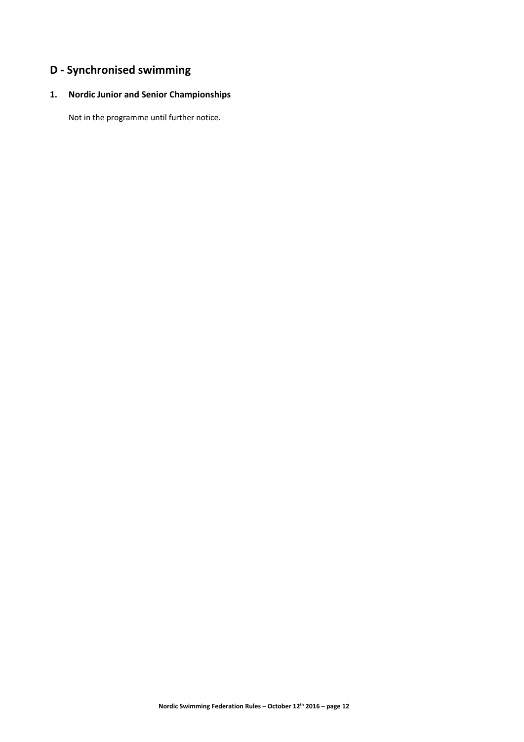## D - Synchronised swimming

### 1. Nordic Junior and Senior Championships

Not in the programme until further notice.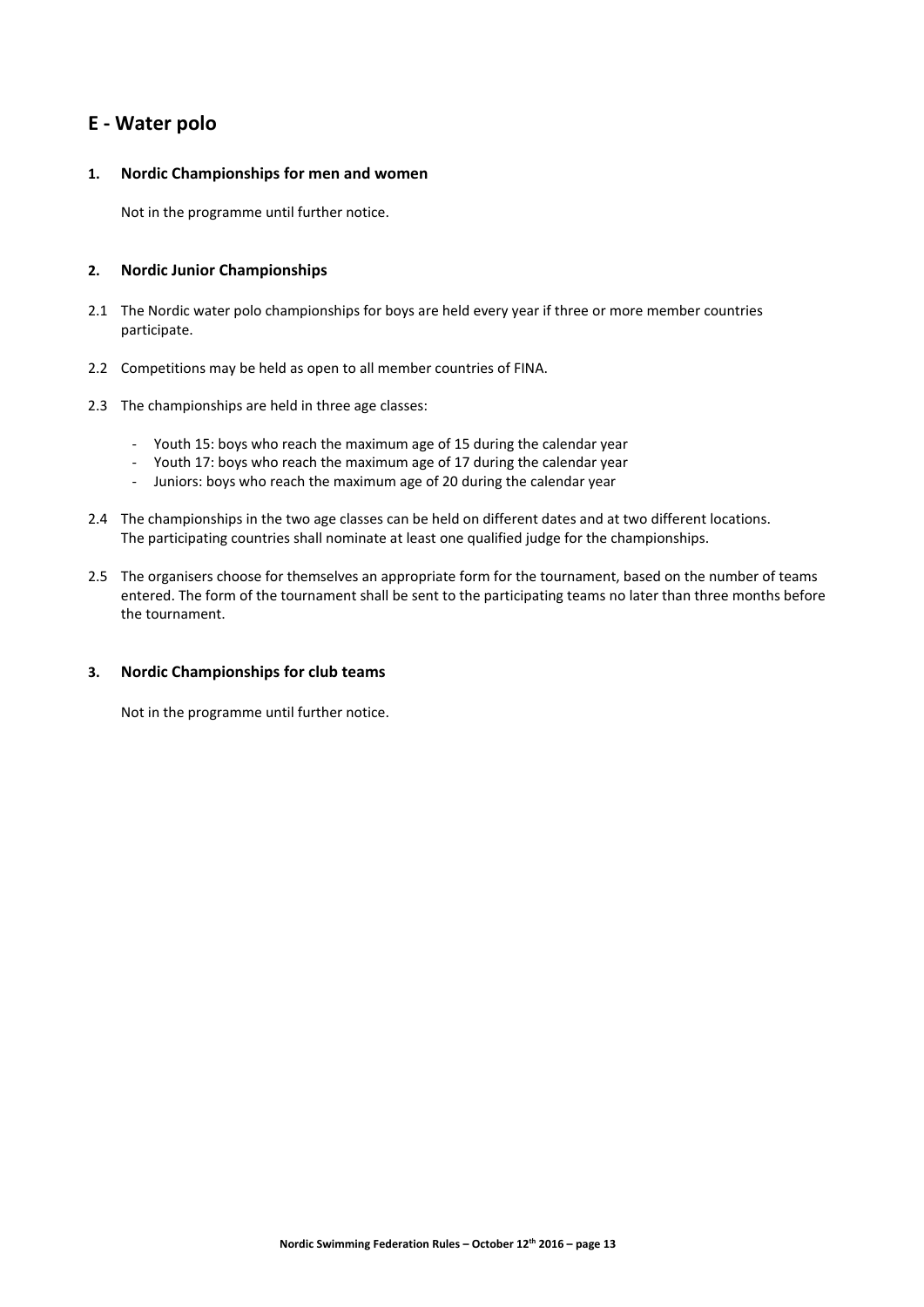## E - Water polo

### 1. Nordic Championships for men and women

Not in the programme until further notice.

### 2. Nordic Junior Championships

2.1 The Nordic water polo championships for boys are held every year if three or more member countries participate.

2.2 Competitions may be held as open to all member countries of FINA.

2.3 The championships are held in three age classes:

- Youth 15: boys who reach the maximum age of 15 during the calendar year
- Youth 17: boys who reach the maximum age of 17 during the calendar year
- Juniors: boys who reach the maximum age of 20 during the calendar year

2.4 The championships in the two age classes can be held on different dates and at two different locations. The participating countries shall nominate at least one qualified judge for the championships.

2.5 The organisers choose for themselves an appropriate form for the tournament, based on the number of teams entered. The form of the tournament shall be sent to the participating teams no later than three months before the tournament.

### 3. Nordic Championships for club teams

Not in the programme until further notice.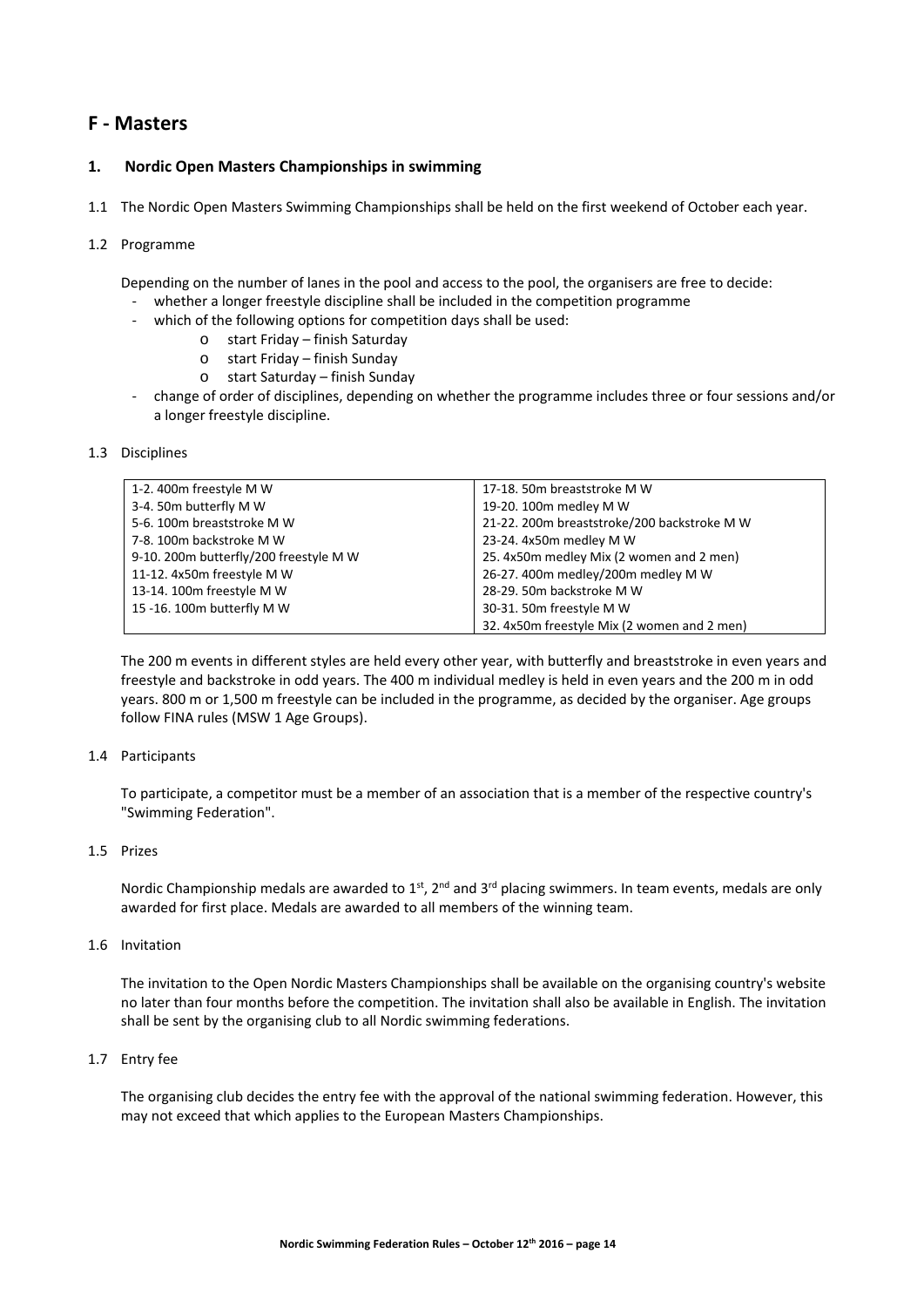## F - Masters

### 1. Nordic Open Masters Championships in swimming

1.1 The Nordic Open Masters Swimming Championships shall be held on the first weekend of October each year.

1.2 Programme

Depending on the number of lanes in the pool and access to the pool, the organisers are free to decide:

- whether a longer freestyle discipline shall be included in the competition programme
- which of the following options for competition days shall be used:
  - start Friday – finish Saturday
  - start Friday – finish Sunday
  - start Saturday – finish Sunday
- change of order of disciplines, depending on whether the programme includes three or four sessions and/or a longer freestyle discipline.

1.3 Disciplines

| | |
|---|---|
| 1-2. 400m freestyle M W | 17-18. 50m breaststroke M W |
| 3-4. 50m butterfly M W | 19-20. 100m medley M W |
| 5-6. 100m breaststroke M W | 21-22. 200m breaststroke/200 backstroke M W |
| 7-8. 100m backstroke M W | 23-24. 4x50m medley M W |
| 9-10. 200m butterfly/200 freestyle M W | 25. 4x50m medley Mix (2 women and 2 men) |
| 11-12. 4x50m freestyle M W | 26-27. 400m medley/200m medley M W |
| 13-14. 100m freestyle M W | 28-29. 50m backstroke M W |
| 15 -16. 100m butterfly M W | 30-31. 50m freestyle M W |
| | 32. 4x50m freestyle Mix (2 women and 2 men) |

The 200 m events in different styles are held every other year, with butterfly and breaststroke in even years and freestyle and backstroke in odd years. The 400 m individual medley is held in even years and the 200 m in odd years. 800 m or 1,500 m freestyle can be included in the programme, as decided by the organiser. Age groups follow FINA rules (MSW 1 Age Groups).

1.4 Participants

To participate, a competitor must be a member of an association that is a member of the respective country's "Swimming Federation".

1.5 Prizes

Nordic Championship medals are awarded to 1st, 2nd and 3rd placing swimmers. In team events, medals are only awarded for first place. Medals are awarded to all members of the winning team.

1.6 Invitation

The invitation to the Open Nordic Masters Championships shall be available on the organising country's website no later than four months before the competition. The invitation shall also be available in English. The invitation shall be sent by the organising club to all Nordic swimming federations.

1.7 Entry fee

The organising club decides the entry fee with the approval of the national swimming federation. However, this may not exceed that which applies to the European Masters Championships.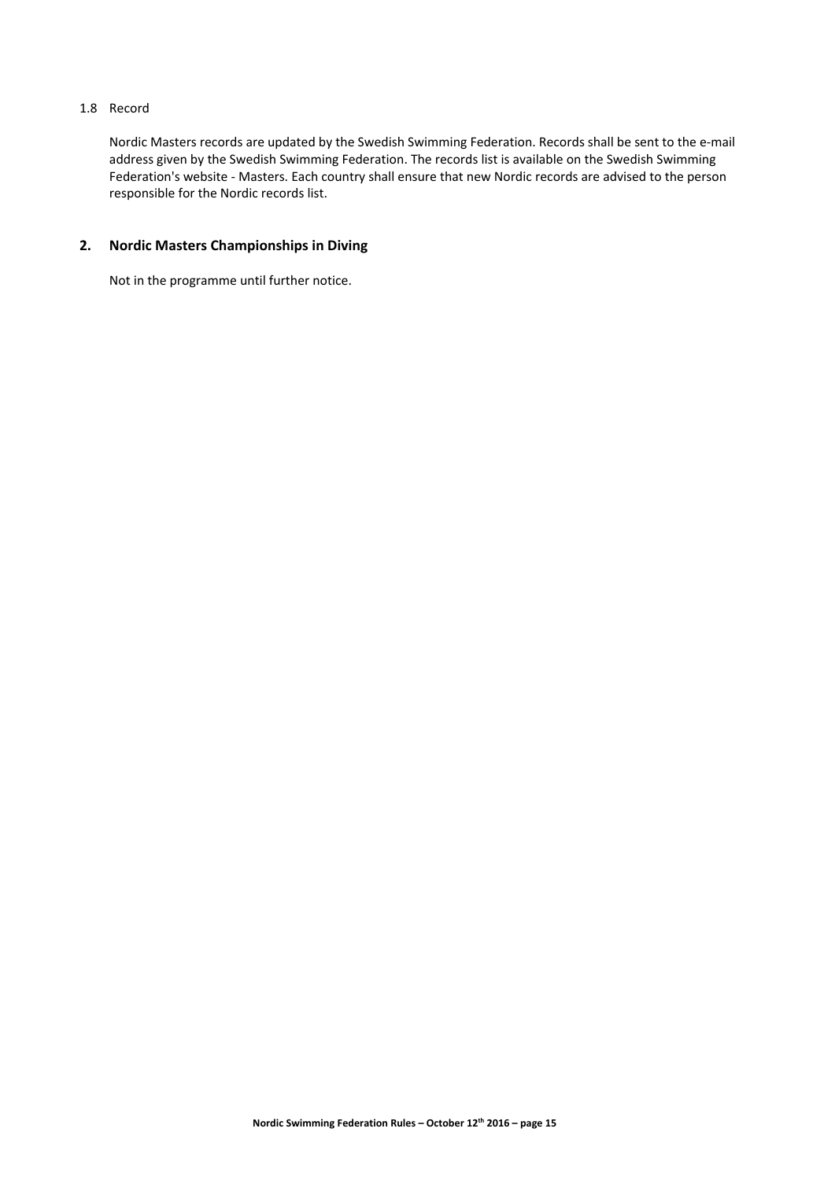### 1.8 Record

Nordic Masters records are updated by the Swedish Swimming Federation. Records shall be sent to the e-mail address given by the Swedish Swimming Federation. The records list is available on the Swedish Swimming Federation's website - Masters. Each country shall ensure that new Nordic records are advised to the person responsible for the Nordic records list.

## 2. Nordic Masters Championships in Diving

Not in the programme until further notice.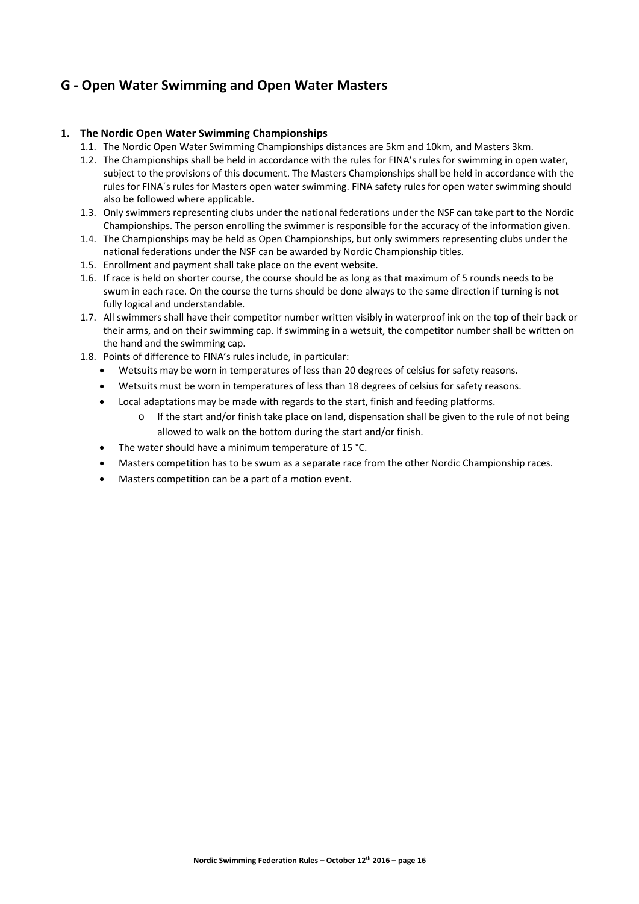## G - Open Water Swimming and Open Water Masters

### 1. The Nordic Open Water Swimming Championships

1.1. The Nordic Open Water Swimming Championships distances are 5km and 10km, and Masters 3km.

1.2. The Championships shall be held in accordance with the rules for FINA's rules for swimming in open water, subject to the provisions of this document. The Masters Championships shall be held in accordance with the rules for FINA´s rules for Masters open water swimming. FINA safety rules for open water swimming should also be followed where applicable.

1.3. Only swimmers representing clubs under the national federations under the NSF can take part to the Nordic Championships. The person enrolling the swimmer is responsible for the accuracy of the information given.

1.4. The Championships may be held as Open Championships, but only swimmers representing clubs under the national federations under the NSF can be awarded by Nordic Championship titles.

1.5. Enrollment and payment shall take place on the event website.

1.6. If race is held on shorter course, the course should be as long as that maximum of 5 rounds needs to be swum in each race. On the course the turns should be done always to the same direction if turning is not fully logical and understandable.

1.7. All swimmers shall have their competitor number written visibly in waterproof ink on the top of their back or their arms, and on their swimming cap. If swimming in a wetsuit, the competitor number shall be written on the hand and the swimming cap.

1.8. Points of difference to FINA's rules include, in particular:

- Wetsuits may be worn in temperatures of less than 20 degrees of celsius for safety reasons.
- Wetsuits must be worn in temperatures of less than 18 degrees of celsius for safety reasons.
- Local adaptations may be made with regards to the start, finish and feeding platforms.
  - If the start and/or finish take place on land, dispensation shall be given to the rule of not being allowed to walk on the bottom during the start and/or finish.
- The water should have a minimum temperature of 15 °C.
- Masters competition has to be swum as a separate race from the other Nordic Championship races.
- Masters competition can be a part of a motion event.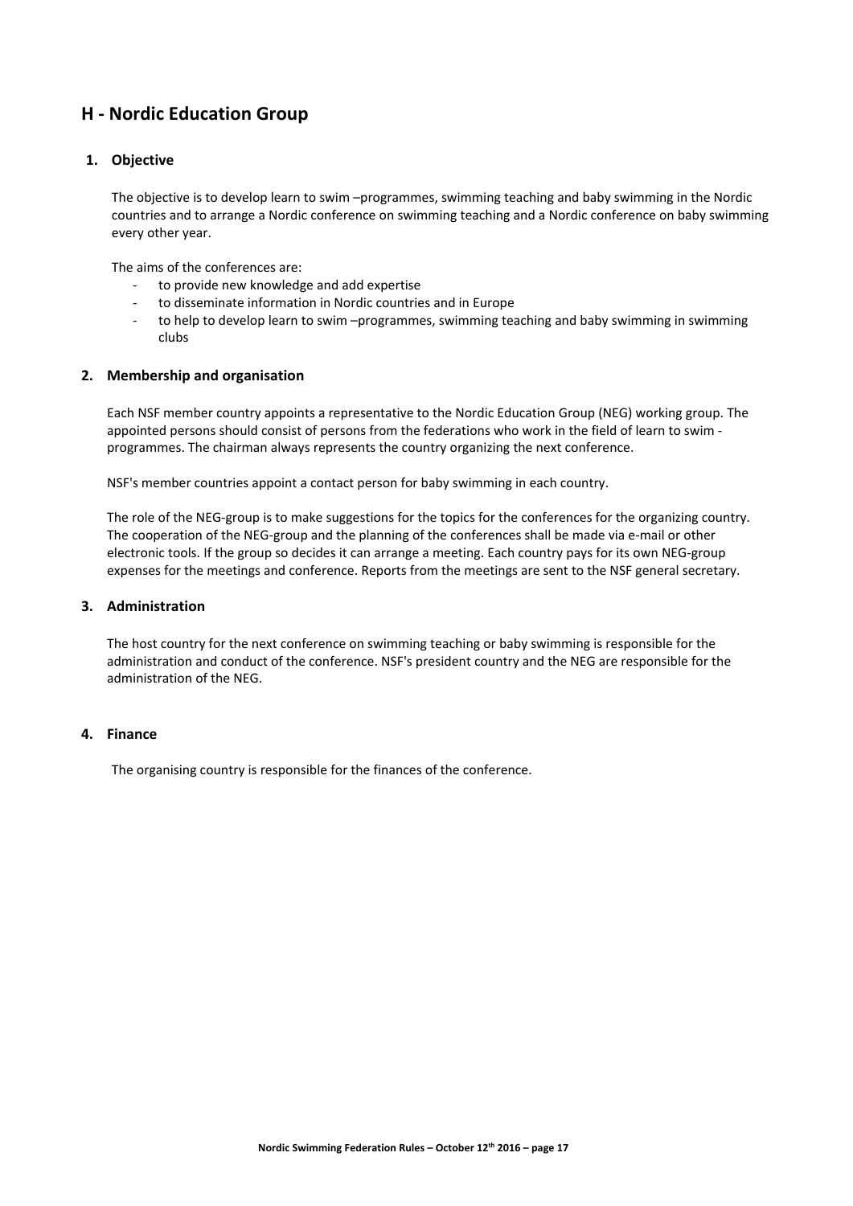## H - Nordic Education Group

### 1. Objective

The objective is to develop learn to swim –programmes, swimming teaching and baby swimming in the Nordic countries and to arrange a Nordic conference on swimming teaching and a Nordic conference on baby swimming every other year.

The aims of the conferences are:

- to provide new knowledge and add expertise
- to disseminate information in Nordic countries and in Europe
- to help to develop learn to swim –programmes, swimming teaching and baby swimming in swimming clubs

### 2. Membership and organisation

Each NSF member country appoints a representative to the Nordic Education Group (NEG) working group. The appointed persons should consist of persons from the federations who work in the field of learn to swim - programmes. The chairman always represents the country organizing the next conference.

NSF's member countries appoint a contact person for baby swimming in each country.

The role of the NEG-group is to make suggestions for the topics for the conferences for the organizing country. The cooperation of the NEG-group and the planning of the conferences shall be made via e-mail or other electronic tools. If the group so decides it can arrange a meeting. Each country pays for its own NEG-group expenses for the meetings and conference. Reports from the meetings are sent to the NSF general secretary.

### 3. Administration

The host country for the next conference on swimming teaching or baby swimming is responsible for the administration and conduct of the conference. NSF's president country and the NEG are responsible for the administration of the NEG.

### 4. Finance

The organising country is responsible for the finances of the conference.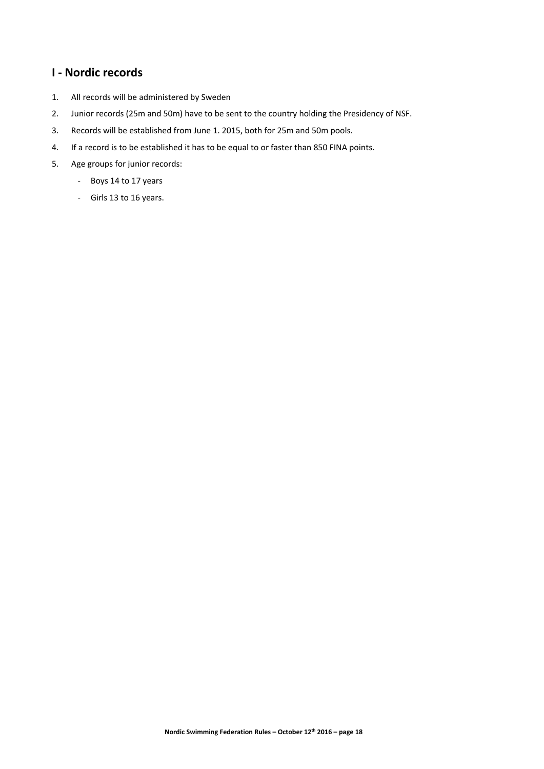## I - Nordic records

1. All records will be administered by Sweden
2. Junior records (25m and 50m) have to be sent to the country holding the Presidency of NSF.
3. Records will be established from June 1. 2015, both for 25m and 50m pools.
4. If a record is to be established it has to be equal to or faster than 850 FINA points.
5. Age groups for junior records:
   - Boys 14 to 17 years
   - Girls 13 to 16 years.